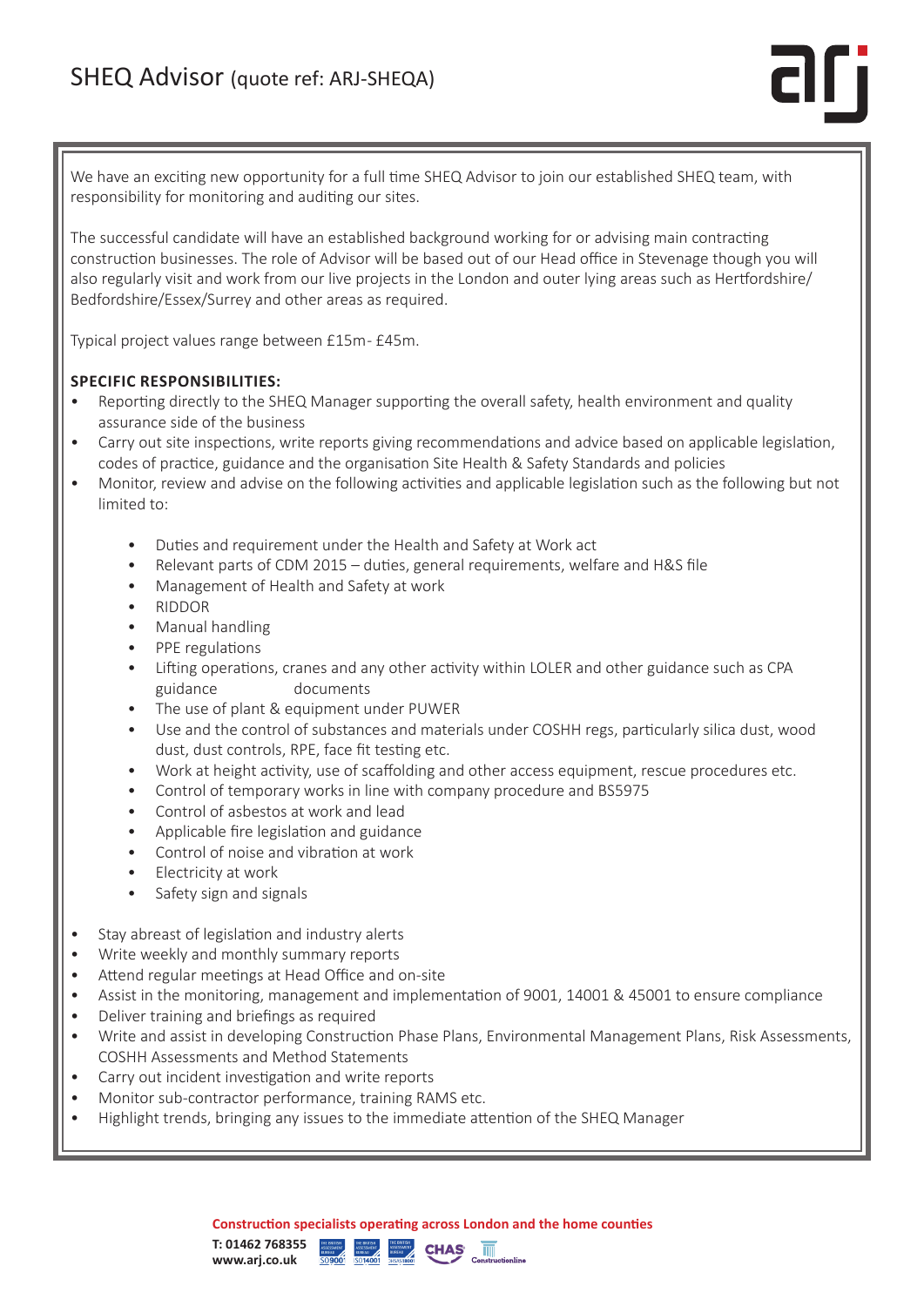# SHEQ Advisor (quote ref: ARJ-SHEQA)

We have an exciting new opportunity for a full time SHEQ Advisor to join our established SHEQ team, with responsibility for monitoring and auditing our sites.

The successful candidate will have an established background working for or advising main contracting construction businesses. The role of Advisor will be based out of our Head office in Stevenage though you will also regularly visit and work from our live projects in the London and outer lying areas such as Hertfordshire/ Bedfordshire/Essex/Surrey and other areas as required.

Typical project values range between £15m- £45m.

**SPECIFIC RESPONSIBILITIES:**

- Reporting directly to the SHEQ Manager supporting the overall safety, health environment and quality assurance side of the business
- Carry out site inspections, write reports giving recommendations and advice based on applicable legislation, codes of practice, guidance and the organisation Site Health & Safety Standards and policies
- Monitor, review and advise on the following activities and applicable legislation such as the following but not limited to:
    - Duties and requirement under the Health and Safety at Work act
    - Relevant parts of CDM 2015 – duties, general requirements, welfare and H&S file
    - Management of Health and Safety at work
    - RIDDOR
    - Manual handling
    - PPE regulations
    - Lifting operations, cranes and any other activity within LOLER and other guidance such as CPA guidance documents
    - The use of plant & equipment under PUWER
    - Use and the control of substances and materials under COSHH regs, particularly silica dust, wood dust, dust controls, RPE, face fit testing etc.
    - Work at height activity, use of scaffolding and other access equipment, rescue procedures etc.
    - Control of temporary works in line with company procedure and BS5975
    - Control of asbestos at work and lead
    - Applicable fire legislation and guidance
    - Control of noise and vibration at work
    - Electricity at work
    - Safety sign and signals
- Stay abreast of legislation and industry alerts
- Write weekly and monthly summary reports
- Attend regular meetings at Head Office and on-site
- Assist in the monitoring, management and implementation of 9001, 14001 & 45001 to ensure compliance
- Deliver training and briefings as required
- Write and assist in developing Construction Phase Plans, Environmental Management Plans, Risk Assessments, COSHH Assessments and Method Statements
- Carry out incident investigation and write reports
- Monitor sub-contractor performance, training RAMS etc.
- Highlight trends, bringing any issues to the immediate attention of the SHEQ Manager

**Construction specialists operating across London and the home counties**

**T: 01462 768355**
**www.arj.co.uk**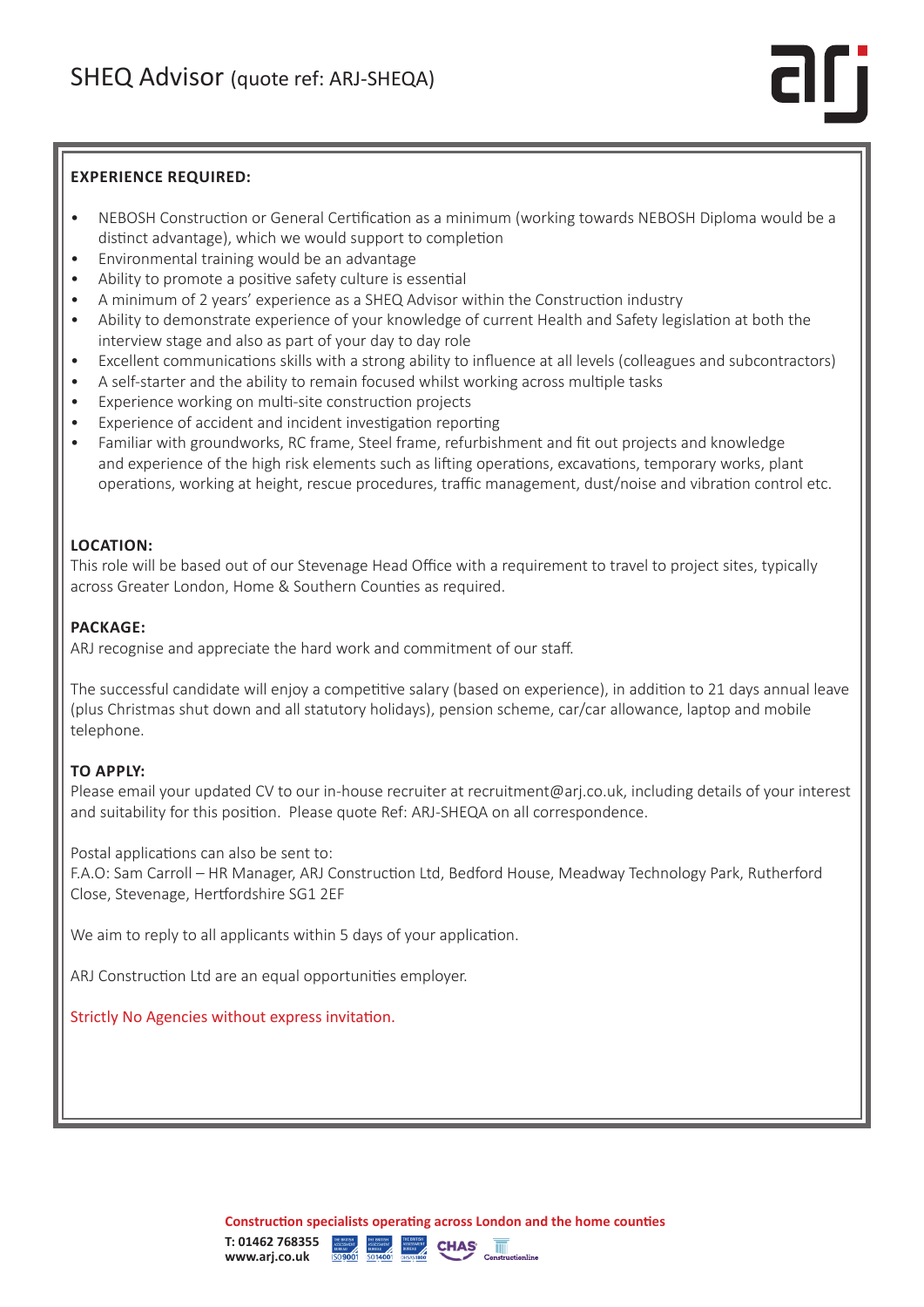# SHEQ Advisor (quote ref: ARJ-SHEQA)

**EXPERIENCE REQUIRED:**

- NEBOSH Construction or General Certification as a minimum (working towards NEBOSH Diploma would be a distinct advantage), which we would support to completion
- Environmental training would be an advantage
- Ability to promote a positive safety culture is essential
- A minimum of 2 years' experience as a SHEQ Advisor within the Construction industry
- Ability to demonstrate experience of your knowledge of current Health and Safety legislation at both the interview stage and also as part of your day to day role
- Excellent communications skills with a strong ability to influence at all levels (colleagues and subcontractors)
- A self-starter and the ability to remain focused whilst working across multiple tasks
- Experience working on multi-site construction projects
- Experience of accident and incident investigation reporting
- Familiar with groundworks, RC frame, Steel frame, refurbishment and fit out projects and knowledge and experience of the high risk elements such as lifting operations, excavations, temporary works, plant operations, working at height, rescue procedures, traffic management, dust/noise and vibration control etc.

**LOCATION:**

This role will be based out of our Stevenage Head Office with a requirement to travel to project sites, typically across Greater London, Home & Southern Counties as required.

**PACKAGE:**

ARJ recognise and appreciate the hard work and commitment of our staff.

The successful candidate will enjoy a competitive salary (based on experience), in addition to 21 days annual leave (plus Christmas shut down and all statutory holidays), pension scheme, car/car allowance, laptop and mobile telephone.

**TO APPLY:**

Please email your updated CV to our in-house recruiter at recruitment@arj.co.uk, including details of your interest and suitability for this position. Please quote Ref: ARJ-SHEQA on all correspondence.

Postal applications can also be sent to:
F.A.O: Sam Carroll – HR Manager, ARJ Construction Ltd, Bedford House, Meadway Technology Park, Rutherford Close, Stevenage, Hertfordshire SG1 2EF

We aim to reply to all applicants within 5 days of your application.

ARJ Construction Ltd are an equal opportunities employer.

Strictly No Agencies without express invitation.

**Construction specialists operating across London and the home counties**

**T: 01462 768355**
**www.arj.co.uk**